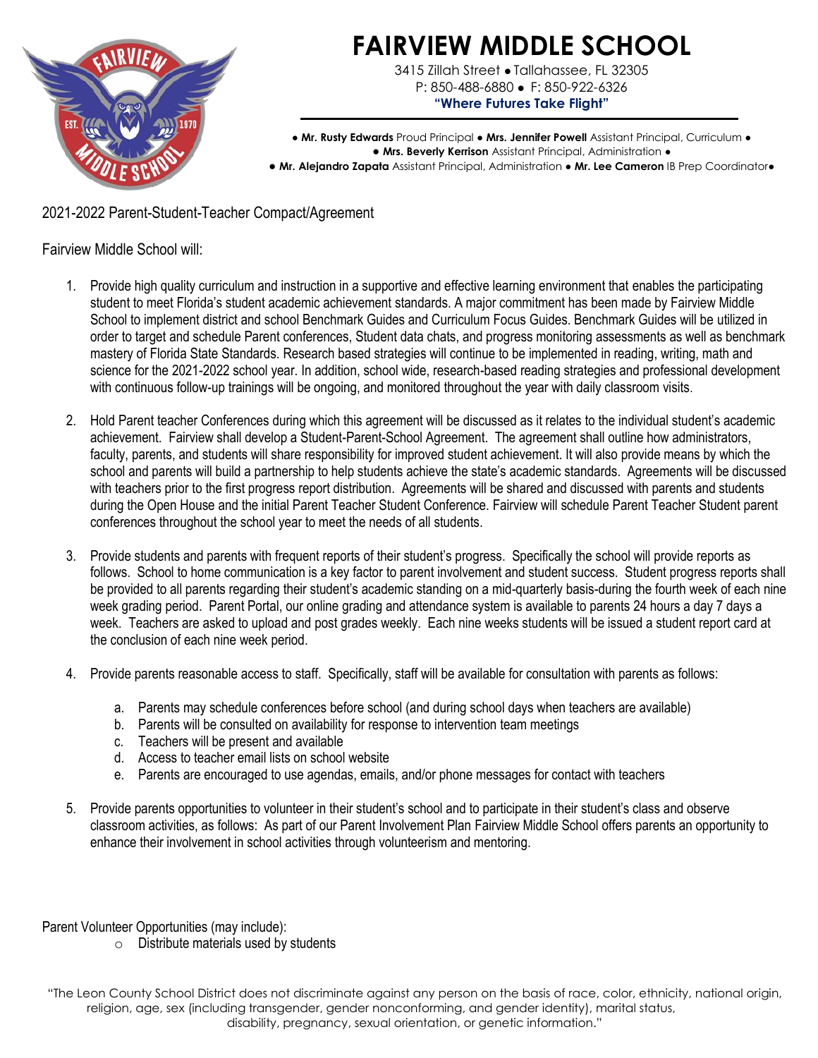# FAIRVIEW MIDDLE SCHOOL

3415 Zillah Street ● Tallahassee, FL 32305
P: 850-488-6880 ● F: 850-922-6326
**"Where Futures Take Flight"**

● **Mr. Rusty Edwards** Proud Principal ● **Mrs. Jennifer Powell** Assistant Principal, Curriculum ●
● **Mrs. Beverly Kerrison** Assistant Principal, Administration ●
● **Mr. Alejandro Zapata** Assistant Principal, Administration ● **Mr. Lee Cameron** IB Prep Coordinator●

2021-2022 Parent-Student-Teacher Compact/Agreement

Fairview Middle School will:

1. Provide high quality curriculum and instruction in a supportive and effective learning environment that enables the participating student to meet Florida's student academic achievement standards. A major commitment has been made by Fairview Middle School to implement district and school Benchmark Guides and Curriculum Focus Guides. Benchmark Guides will be utilized in order to target and schedule Parent conferences, Student data chats, and progress monitoring assessments as well as benchmark mastery of Florida State Standards. Research based strategies will continue to be implemented in reading, writing, math and science for the 2021-2022 school year. In addition, school wide, research-based reading strategies and professional development with continuous follow-up trainings will be ongoing, and monitored throughout the year with daily classroom visits.

2. Hold Parent teacher Conferences during which this agreement will be discussed as it relates to the individual student's academic achievement. Fairview shall develop a Student-Parent-School Agreement. The agreement shall outline how administrators, faculty, parents, and students will share responsibility for improved student achievement. It will also provide means by which the school and parents will build a partnership to help students achieve the state's academic standards. Agreements will be discussed with teachers prior to the first progress report distribution. Agreements will be shared and discussed with parents and students during the Open House and the initial Parent Teacher Student Conference. Fairview will schedule Parent Teacher Student parent conferences throughout the school year to meet the needs of all students.

3. Provide students and parents with frequent reports of their student's progress. Specifically the school will provide reports as follows. School to home communication is a key factor to parent involvement and student success. Student progress reports shall be provided to all parents regarding their student's academic standing on a mid-quarterly basis-during the fourth week of each nine week grading period. Parent Portal, our online grading and attendance system is available to parents 24 hours a day 7 days a week. Teachers are asked to upload and post grades weekly. Each nine weeks students will be issued a student report card at the conclusion of each nine week period.

4. Provide parents reasonable access to staff. Specifically, staff will be available for consultation with parents as follows:

   a. Parents may schedule conferences before school (and during school days when teachers are available)
   b. Parents will be consulted on availability for response to intervention team meetings
   c. Teachers will be present and available
   d. Access to teacher email lists on school website
   e. Parents are encouraged to use agendas, emails, and/or phone messages for contact with teachers

5. Provide parents opportunities to volunteer in their student's school and to participate in their student's class and observe classroom activities, as follows: As part of our Parent Involvement Plan Fairview Middle School offers parents an opportunity to enhance their involvement in school activities through volunteerism and mentoring.

Parent Volunteer Opportunities (may include):

- Distribute materials used by students

"The Leon County School District does not discriminate against any person on the basis of race, color, ethnicity, national origin, religion, age, sex (including transgender, gender nonconforming, and gender identity), marital status, disability, pregnancy, sexual orientation, or genetic information."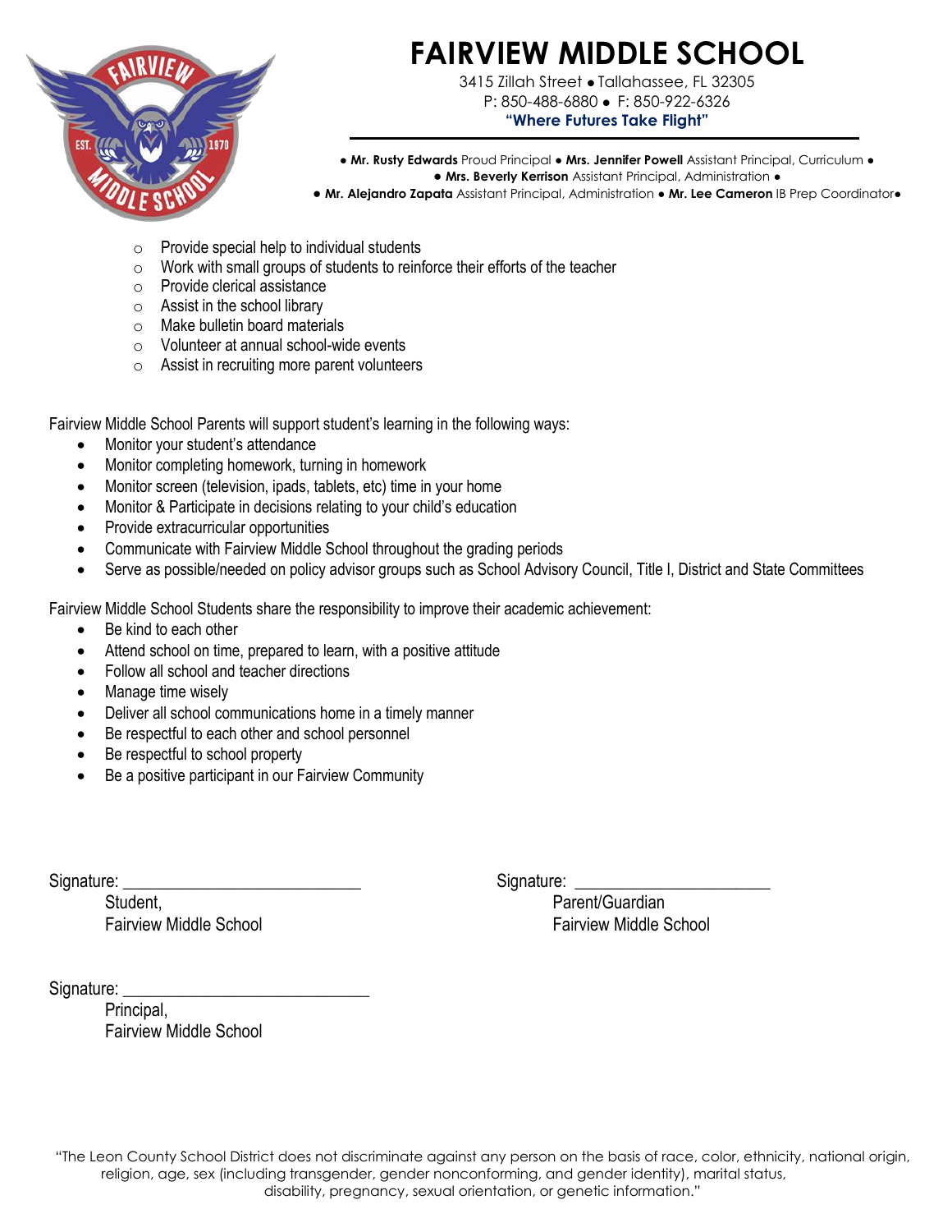# FAIRVIEW MIDDLE SCHOOL

3415 Zillah Street • Tallahassee, FL 32305
P: 850-488-6880 • F: 850-922-6326
**"Where Futures Take Flight"**

• **Mr. Rusty Edwards** Proud Principal • **Mrs. Jennifer Powell** Assistant Principal, Curriculum •
• **Mrs. Beverly Kerrison** Assistant Principal, Administration •
• **Mr. Alejandro Zapata** Assistant Principal, Administration • **Mr. Lee Cameron** IB Prep Coordinator•

- Provide special help to individual students
- Work with small groups of students to reinforce their efforts of the teacher
- Provide clerical assistance
- Assist in the school library
- Make bulletin board materials
- Volunteer at annual school-wide events
- Assist in recruiting more parent volunteers

Fairview Middle School Parents will support student's learning in the following ways:

- Monitor your student's attendance
- Monitor completing homework, turning in homework
- Monitor screen (television, ipads, tablets, etc) time in your home
- Monitor & Participate in decisions relating to your child's education
- Provide extracurricular opportunities
- Communicate with Fairview Middle School throughout the grading periods
- Serve as possible/needed on policy advisor groups such as School Advisory Council, Title I, District and State Committees

Fairview Middle School Students share the responsibility to improve their academic achievement:

- Be kind to each other
- Attend school on time, prepared to learn, with a positive attitude
- Follow all school and teacher directions
- Manage time wisely
- Deliver all school communications home in a timely manner
- Be respectful to each other and school personnel
- Be respectful to school property
- Be a positive participant in our Fairview Community

Signature: ___________________________
Student,
Fairview Middle School

Signature: ______________________
Parent/Guardian
Fairview Middle School

Signature: ___________________________
Principal,
Fairview Middle School

"The Leon County School District does not discriminate against any person on the basis of race, color, ethnicity, national origin, religion, age, sex (including transgender, gender nonconforming, and gender identity), marital status, disability, pregnancy, sexual orientation, or genetic information."